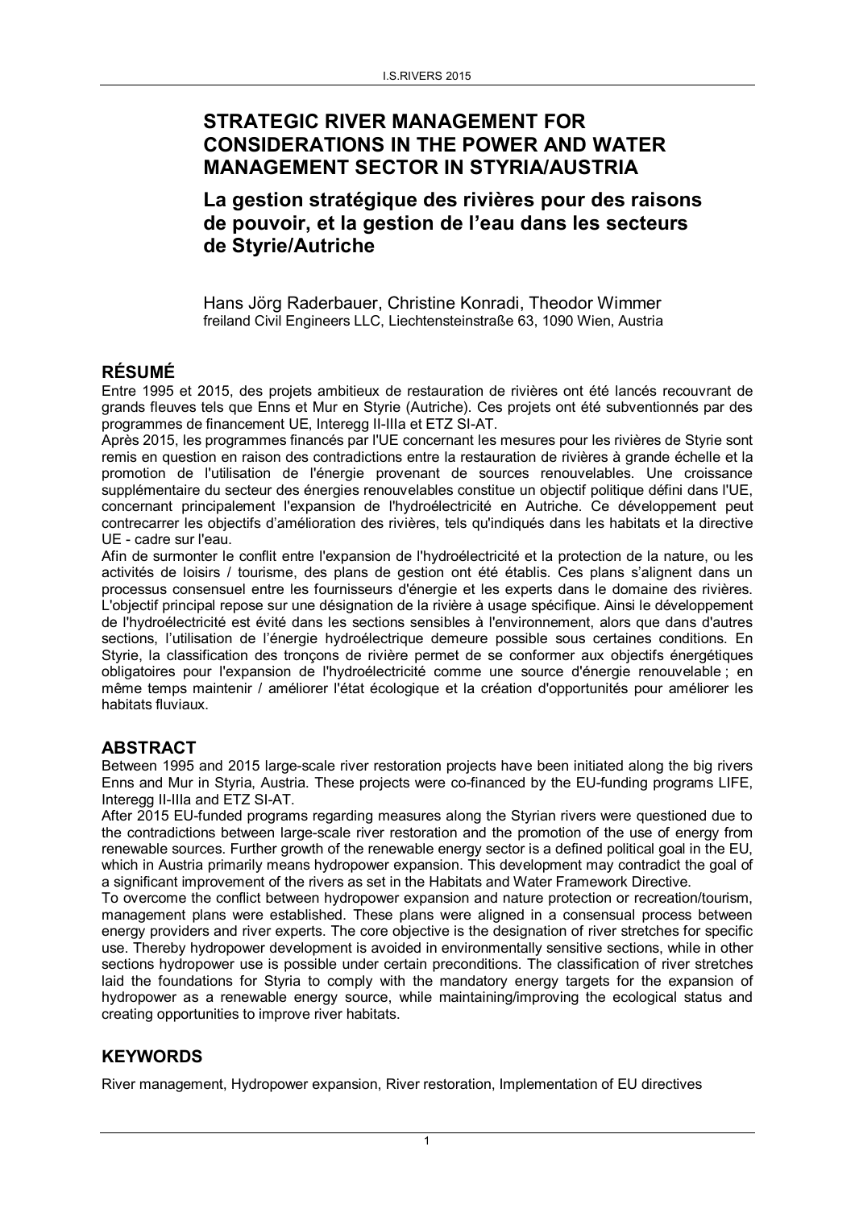# STRATEGIC RIVER MANAGEMENT FOR CONSIDERATIONS IN THE POWER AND WATER MANAGEMENT SECTOR IN STYRIA/AUSTRIA

## La gestion stratégique des rivières pour des raisons de pouvoir, et la gestion de l'eau dans les secteurs de Styrie/Autriche

Hans Jörg Raderbauer, Christine Konradi, Theodor Wimmer
freiland Civil Engineers LLC, Liechtensteinstraße 63, 1090 Wien, Austria

## RÉSUMÉ

Entre 1995 et 2015, des projets ambitieux de restauration de rivières ont été lancés recouvrant de grands fleuves tels que Enns et Mur en Styrie (Autriche). Ces projets ont été subventionnés par des programmes de financement UE, Interegg II-IIIa et ETZ SI-AT.

Après 2015, les programmes financés par l'UE concernant les mesures pour les rivières de Styrie sont remis en question en raison des contradictions entre la restauration de rivières à grande échelle et la promotion de l'utilisation de l'énergie provenant de sources renouvelables. Une croissance supplémentaire du secteur des énergies renouvelables constitue un objectif politique défini dans l'UE, concernant principalement l'expansion de l'hydroélectricité en Autriche. Ce développement peut contrecarrer les objectifs d'amélioration des rivières, tels qu'indiqués dans les habitats et la directive UE - cadre sur l'eau.

Afin de surmonter le conflit entre l'expansion de l'hydroélectricité et la protection de la nature, ou les activités de loisirs / tourisme, des plans de gestion ont été établis. Ces plans s'alignent dans un processus consensuel entre les fournisseurs d'énergie et les experts dans le domaine des rivières. L'objectif principal repose sur une désignation de la rivière à usage spécifique. Ainsi le développement de l'hydroélectricité est évité dans les sections sensibles à l'environnement, alors que dans d'autres sections, l'utilisation de l'énergie hydroélectrique demeure possible sous certaines conditions. En Styrie, la classification des tronçons de rivière permet de se conformer aux objectifs énergétiques obligatoires pour l'expansion de l'hydroélectricité comme une source d'énergie renouvelable ; en même temps maintenir / améliorer l'état écologique et la création d'opportunités pour améliorer les habitats fluviaux.

## ABSTRACT

Between 1995 and 2015 large-scale river restoration projects have been initiated along the big rivers Enns and Mur in Styria, Austria. These projects were co-financed by the EU-funding programs LIFE, Interegg II-IIIa and ETZ SI-AT.

After 2015 EU-funded programs regarding measures along the Styrian rivers were questioned due to the contradictions between large-scale river restoration and the promotion of the use of energy from renewable sources. Further growth of the renewable energy sector is a defined political goal in the EU, which in Austria primarily means hydropower expansion. This development may contradict the goal of a significant improvement of the rivers as set in the Habitats and Water Framework Directive.

To overcome the conflict between hydropower expansion and nature protection or recreation/tourism, management plans were established. These plans were aligned in a consensual process between energy providers and river experts. The core objective is the designation of river stretches for specific use. Thereby hydropower development is avoided in environmentally sensitive sections, while in other sections hydropower use is possible under certain preconditions. The classification of river stretches laid the foundations for Styria to comply with the mandatory energy targets for the expansion of hydropower as a renewable energy source, while maintaining/improving the ecological status and creating opportunities to improve river habitats.

## KEYWORDS

River management, Hydropower expansion, River restoration, Implementation of EU directives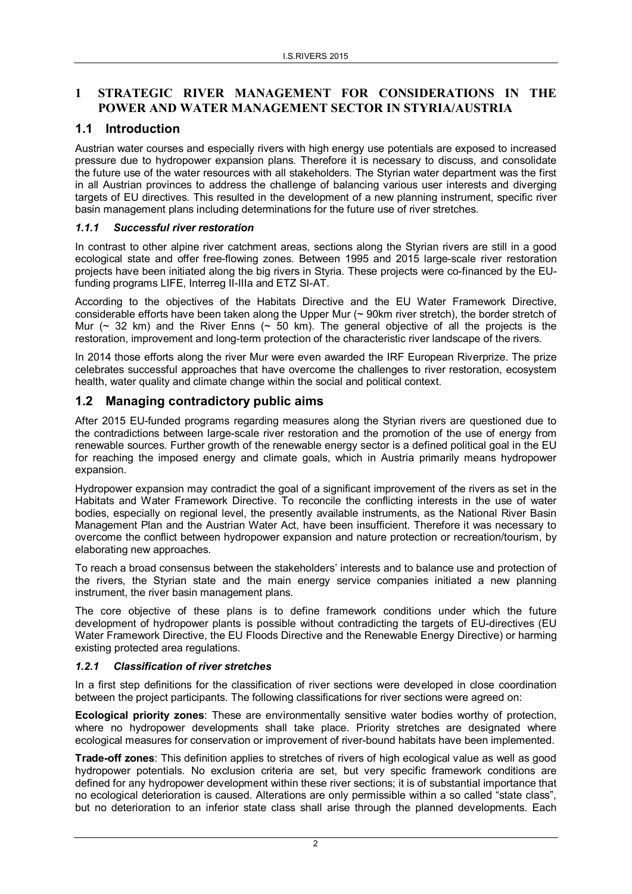# 1 STRATEGIC RIVER MANAGEMENT FOR CONSIDERATIONS IN THE POWER AND WATER MANAGEMENT SECTOR IN STYRIA/AUSTRIA

## 1.1 Introduction

Austrian water courses and especially rivers with high energy use potentials are exposed to increased pressure due to hydropower expansion plans. Therefore it is necessary to discuss, and consolidate the future use of the water resources with all stakeholders. The Styrian water department was the first in all Austrian provinces to address the challenge of balancing various user interests and diverging targets of EU directives. This resulted in the development of a new planning instrument, specific river basin management plans including determinations for the future use of river stretches.

### *1.1.1 Successful river restoration*

In contrast to other alpine river catchment areas, sections along the Styrian rivers are still in a good ecological state and offer free-flowing zones. Between 1995 and 2015 large-scale river restoration projects have been initiated along the big rivers in Styria. These projects were co-financed by the EU-funding programs LIFE, Interreg II-IIIa and ETZ SI-AT.

According to the objectives of the Habitats Directive and the EU Water Framework Directive, considerable efforts have been taken along the Upper Mur (~ 90km river stretch), the border stretch of Mur (~ 32 km) and the River Enns (~ 50 km). The general objective of all the projects is the restoration, improvement and long-term protection of the characteristic river landscape of the rivers.

In 2014 those efforts along the river Mur were even awarded the IRF European Riverprize. The prize celebrates successful approaches that have overcome the challenges to river restoration, ecosystem health, water quality and climate change within the social and political context.

## 1.2 Managing contradictory public aims

After 2015 EU-funded programs regarding measures along the Styrian rivers are questioned due to the contradictions between large-scale river restoration and the promotion of the use of energy from renewable sources. Further growth of the renewable energy sector is a defined political goal in the EU for reaching the imposed energy and climate goals, which in Austria primarily means hydropower expansion.

Hydropower expansion may contradict the goal of a significant improvement of the rivers as set in the Habitats and Water Framework Directive. To reconcile the conflicting interests in the use of water bodies, especially on regional level, the presently available instruments, as the National River Basin Management Plan and the Austrian Water Act, have been insufficient. Therefore it was necessary to overcome the conflict between hydropower expansion and nature protection or recreation/tourism, by elaborating new approaches.

To reach a broad consensus between the stakeholders' interests and to balance use and protection of the rivers, the Styrian state and the main energy service companies initiated a new planning instrument, the river basin management plans.

The core objective of these plans is to define framework conditions under which the future development of hydropower plants is possible without contradicting the targets of EU-directives (EU Water Framework Directive, the EU Floods Directive and the Renewable Energy Directive) or harming existing protected area regulations.

### *1.2.1 Classification of river stretches*

In a first step definitions for the classification of river sections were developed in close coordination between the project participants. The following classifications for river sections were agreed on:

**Ecological priority zones**: These are environmentally sensitive water bodies worthy of protection, where no hydropower developments shall take place. Priority stretches are designated where ecological measures for conservation or improvement of river-bound habitats have been implemented.

**Trade-off zones**: This definition applies to stretches of rivers of high ecological value as well as good hydropower potentials. No exclusion criteria are set, but very specific framework conditions are defined for any hydropower development within these river sections; it is of substantial importance that no ecological deterioration is caused. Alterations are only permissible within a so called "state class", but no deterioration to an inferior state class shall arise through the planned developments. Each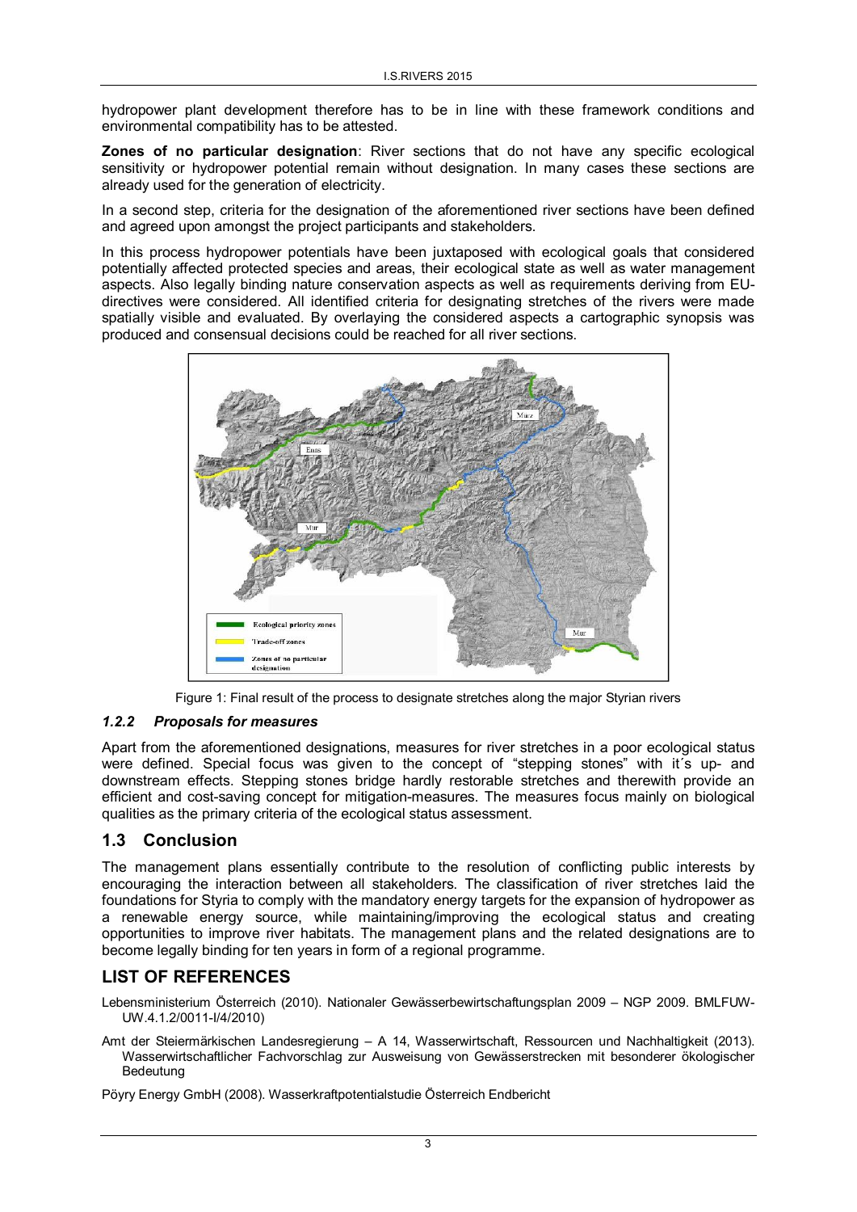hydropower plant development therefore has to be in line with these framework conditions and environmental compatibility has to be attested.

**Zones of no particular designation**: River sections that do not have any specific ecological sensitivity or hydropower potential remain without designation. In many cases these sections are already used for the generation of electricity.

In a second step, criteria for the designation of the aforementioned river sections have been defined and agreed upon amongst the project participants and stakeholders.

In this process hydropower potentials have been juxtaposed with ecological goals that considered potentially affected protected species and areas, their ecological state as well as water management aspects. Also legally binding nature conservation aspects as well as requirements deriving from EU-directives were considered. All identified criteria for designating stretches of the rivers were made spatially visible and evaluated. By overlaying the considered aspects a cartographic synopsis was produced and consensual decisions could be reached for all river sections.

Mürz

Enns

Mur

Mur

Ecological priority zones

Trade-off zones

Zones of no particular designation

Figure 1: Final result of the process to designate stretches along the major Styrian rivers

### *1.2.2 Proposals for measures*

Apart from the aforementioned designations, measures for river stretches in a poor ecological status were defined. Special focus was given to the concept of "stepping stones" with it´s up- and downstream effects. Stepping stones bridge hardly restorable stretches and therewith provide an efficient and cost-saving concept for mitigation-measures. The measures focus mainly on biological qualities as the primary criteria of the ecological status assessment.

## 1.3 Conclusion

The management plans essentially contribute to the resolution of conflicting public interests by encouraging the interaction between all stakeholders. The classification of river stretches laid the foundations for Styria to comply with the mandatory energy targets for the expansion of hydropower as a renewable energy source, while maintaining/improving the ecological status and creating opportunities to improve river habitats. The management plans and the related designations are to become legally binding for ten years in form of a regional programme.

## LIST OF REFERENCES

Lebensministerium Österreich (2010). Nationaler Gewässerbewirtschaftungsplan 2009 – NGP 2009. BMLFUW-UW.4.1.2/0011-I/4/2010)

Amt der Steiermärkischen Landesregierung – A 14, Wasserwirtschaft, Ressourcen und Nachhaltigkeit (2013). Wasserwirtschaftlicher Fachvorschlag zur Ausweisung von Gewässerstrecken mit besonderer ökologischer Bedeutung

Pöyry Energy GmbH (2008). Wasserkraftpotentialstudie Österreich Endbericht